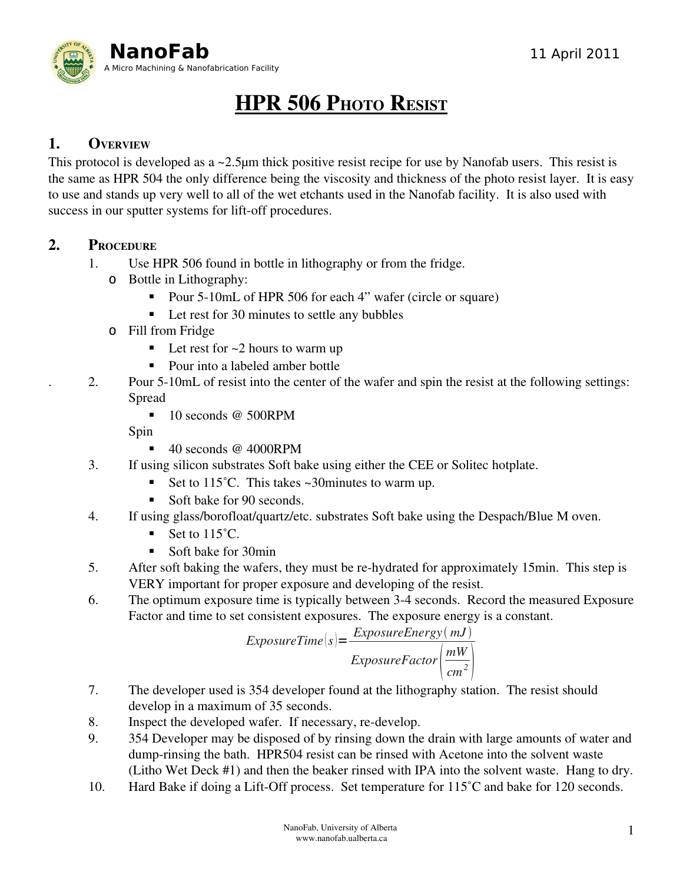NanoFab

A Micro Machining & Nanofabrication Facility

11 April 2011

# HPR 506 Photo Resist

## 1. Overview

This protocol is developed as a ~2.5μm thick positive resist recipe for use by Nanofab users. This resist is the same as HPR 504 the only difference being the viscosity and thickness of the photo resist layer. It is easy to use and stands up very well to all of the wet etchants used in the Nanofab facility. It is also used with success in our sputter systems for lift-off procedures.

## 2. Procedure

1. Use HPR 506 found in bottle in lithography or from the fridge.
   - Bottle in Lithography:
     - Pour 5-10mL of HPR 506 for each 4” wafer (circle or square)
     - Let rest for 30 minutes to settle any bubbles
   - Fill from Fridge
     - Let rest for ~2 hours to warm up
     - Pour into a labeled amber bottle
2. Pour 5-10mL of resist into the center of the wafer and spin the resist at the following settings:
   Spread
     - 10 seconds @ 500RPM

   Spin
     - 40 seconds @ 4000RPM
3. If using silicon substrates Soft bake using either the CEE or Solitec hotplate.
   - Set to 115˚C. This takes ~30minutes to warm up.
   - Soft bake for 90 seconds.
4. If using glass/borofloat/quartz/etc. substrates Soft bake using the Despach/Blue M oven.
   - Set to 115˚C.
   - Soft bake for 30min
5. After soft baking the wafers, they must be re-hydrated for approximately 15min. This step is VERY important for proper exposure and developing of the resist.
6. The optimum exposure time is typically between 3-4 seconds. Record the measured Exposure Factor and time to set consistent exposures. The exposure energy is a constant.

$$ExposureTime(s) = \frac{ExposureEnergy(mJ)}{ExposureFactor\left(\frac{mW}{cm^2}\right)}$$

7. The developer used is 354 developer found at the lithography station. The resist should develop in a maximum of 35 seconds.
8. Inspect the developed wafer. If necessary, re-develop.
9. 354 Developer may be disposed of by rinsing down the drain with large amounts of water and dump-rinsing the bath. HPR504 resist can be rinsed with Acetone into the solvent waste (Litho Wet Deck #1) and then the beaker rinsed with IPA into the solvent waste. Hang to dry.
10. Hard Bake if doing a Lift-Off process. Set temperature for 115˚C and bake for 120 seconds.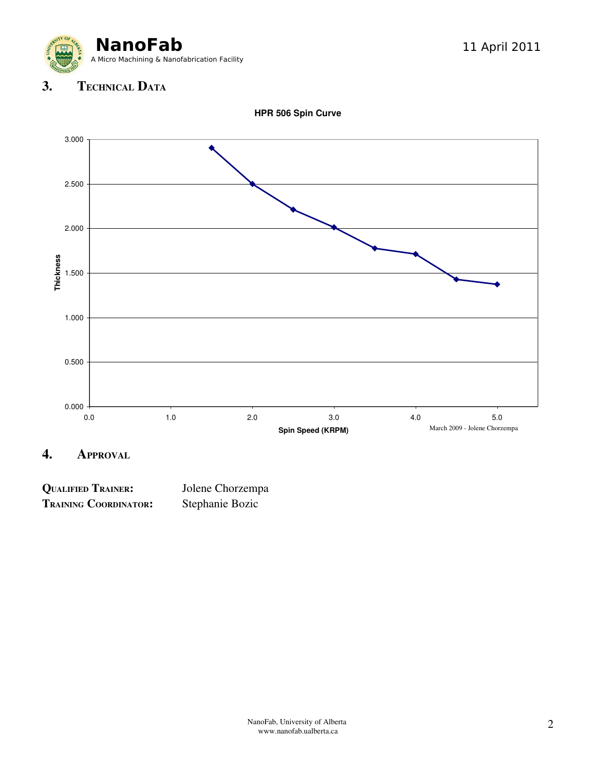## 3. Technical Data

HPR 506 Spin Curve

Thickness

3.000
2.500
2.000
1.500
1.000
0.500
0.000

0.0
1.0
2.0
3.0
4.0
5.0

Spin Speed (KRPM)

March 2009 - Jolene Chorzempa

## 4. Approval

**Qualified Trainer:** Jolene Chorzempa
**Training Coordinator:** Stephanie Bozic